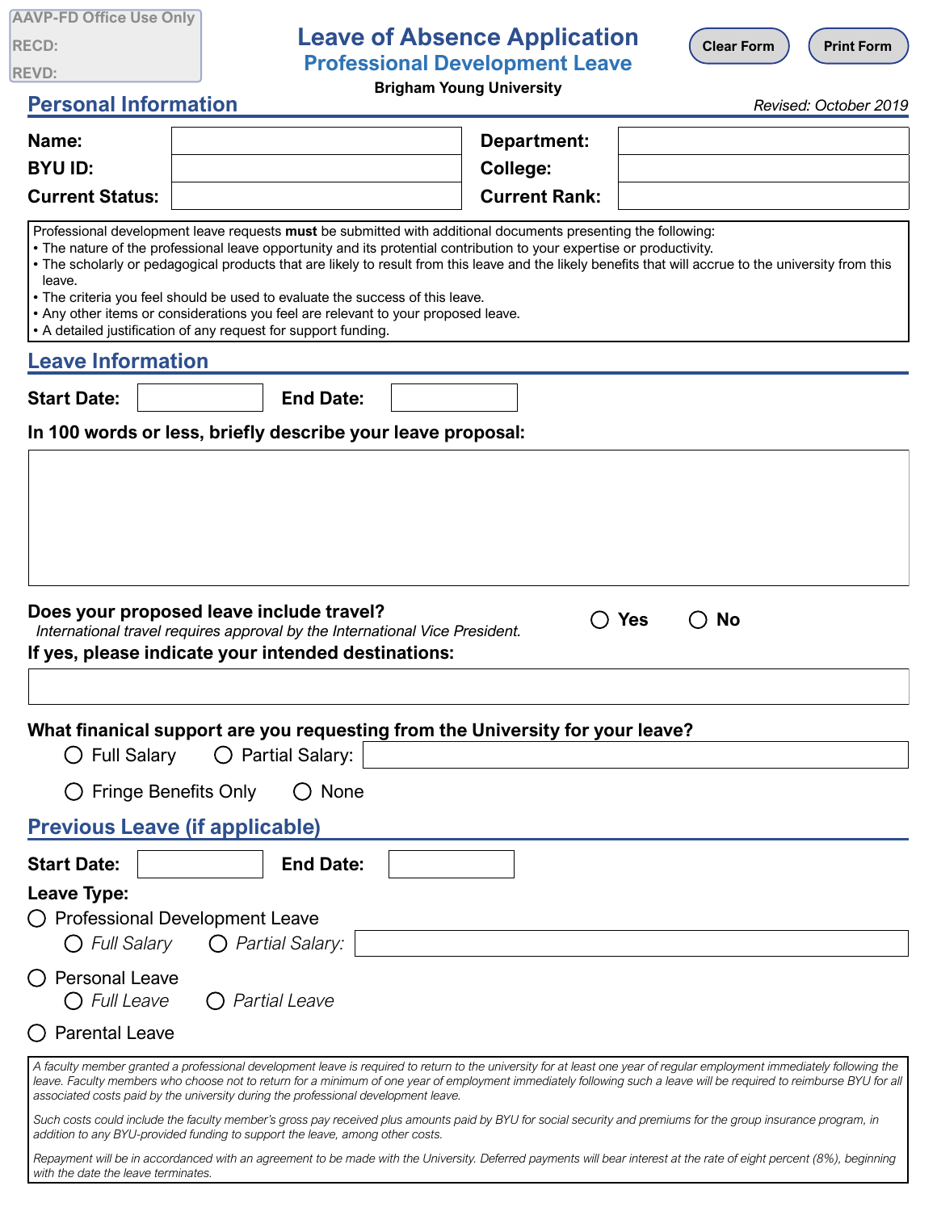AAVP-FD Office Use Only
RECD:
REVD:

# Leave of Absence Application
## Professional Development Leave
**Brigham Young University**

Clear Form | Print Form

## Personal Information

*Revised: October 2019*

| | | | |
|---|---|---|---|
| **Name:** | | **Department:** | |
| **BYU ID:** | | **College:** | |
| **Current Status:** | | **Current Rank:** | |

Professional development leave requests **must** be submitted with additional documents presenting the following:
- The nature of the professional leave opportunity and its protential contribution to your expertise or productivity.
- The scholarly or pedagogical products that are likely to result from this leave and the likely benefits that will accrue to the university from this leave.
- The criteria you feel should be used to evaluate the success of this leave.
- Any other items or considerations you feel are relevant to your proposed leave.
- A detailed justification of any request for support funding.

## Leave Information

**Start Date:** ____________ **End Date:** ____________

**In 100 words or less, briefly describe your leave proposal:**

**Does your proposed leave include travel?** ○ Yes ○ No

*International travel requires approval by the International Vice President.*

**If yes, please indicate your intended destinations:**

**What finanical support are you requesting from the University for your leave?**

○ Full Salary ○ Partial Salary: ____________

○ Fringe Benefits Only ○ None

## Previous Leave (if applicable)

**Start Date:** ____________ **End Date:** ____________

**Leave Type:**

○ Professional Development Leave
- ○ *Full Salary* ○ *Partial Salary:* ____________

○ Personal Leave
- ○ *Full Leave* ○ *Partial Leave*

○ Parental Leave

*A faculty member granted a professional development leave is required to return to the university for at least one year of regular employment immediately following the leave. Faculty members who choose not to return for a minimum of one year of employment immediately following such a leave will be required to reimburse BYU for all associated costs paid by the university during the professional development leave.*

*Such costs could include the faculty member's gross pay received plus amounts paid by BYU for social security and premiums for the group insurance program, in addition to any BYU-provided funding to support the leave, among other costs.*

*Repayment will be in accordance with an agreement to be made with the University. Deferred payments will bear interest at the rate of eight percent (8%), beginning with the date the leave terminates.*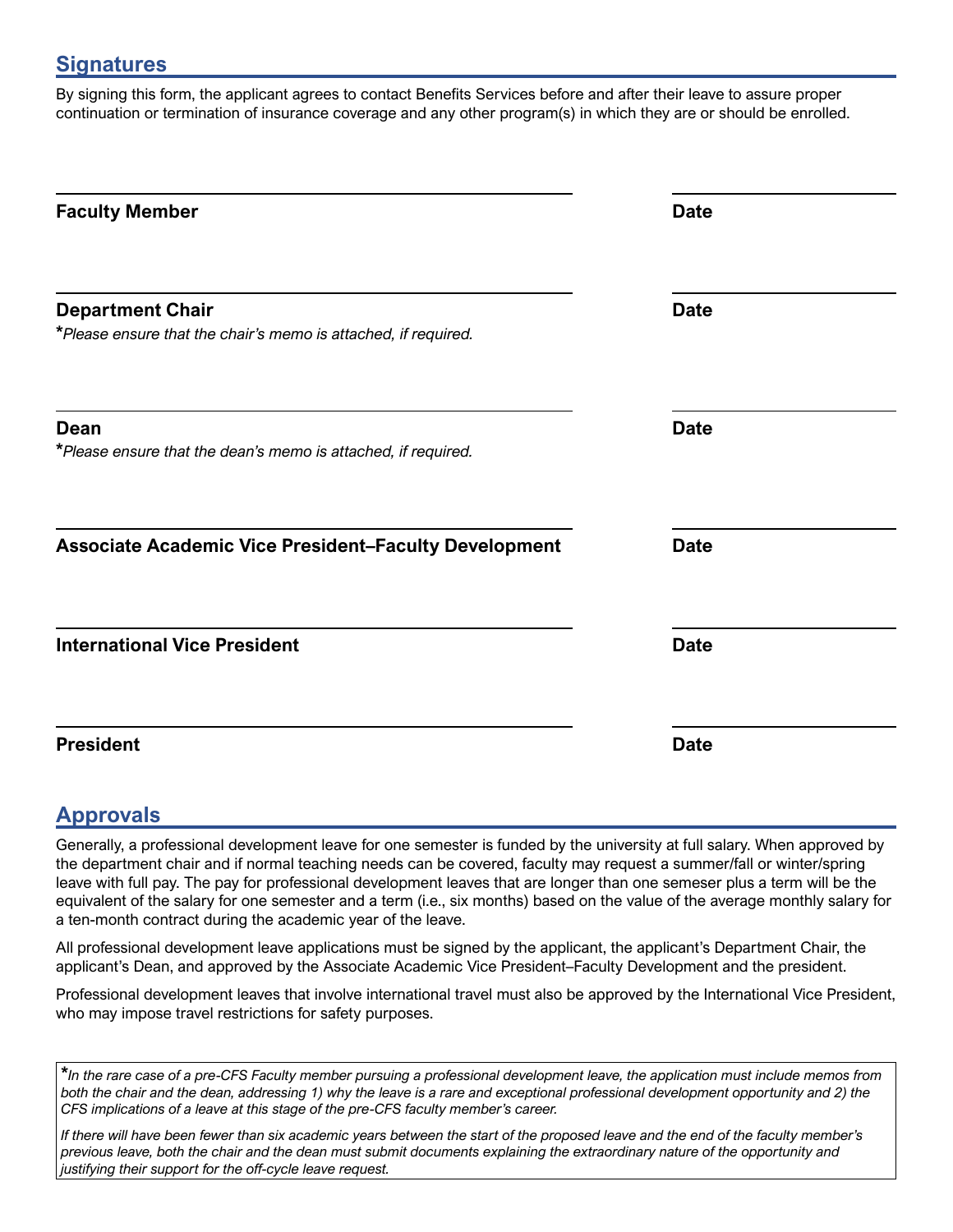## Signatures

By signing this form, the applicant agrees to contact Benefits Services before and after their leave to assure proper continuation or termination of insurance coverage and any other program(s) in which they are or should be enrolled.

| | |
|---|---|
| **Faculty Member** | **Date** |
| **Department Chair**<br>*\*Please ensure that the chair's memo is attached, if required.* | **Date** |
| **Dean**<br>*\*Please ensure that the dean's memo is attached, if required.* | **Date** |
| **Associate Academic Vice President–Faculty Development** | **Date** |
| **International Vice President** | **Date** |
| **President** | **Date** |

## Approvals

Generally, a professional development leave for one semester is funded by the university at full salary. When approved by the department chair and if normal teaching needs can be covered, faculty may request a summer/fall or winter/spring leave with full pay. The pay for professional development leaves that are longer than one semeser plus a term will be the equivalent of the salary for one semester and a term (i.e., six months) based on the value of the average monthly salary for a ten-month contract during the academic year of the leave.

All professional development leave applications must be signed by the applicant, the applicant's Department Chair, the applicant's Dean, and approved by the Associate Academic Vice President–Faculty Development and the president.

Professional development leaves that involve international travel must also be approved by the International Vice President, who may impose travel restrictions for safety purposes.

*\*In the rare case of a pre-CFS Faculty member pursuing a professional development leave, the application must include memos from both the chair and the dean, addressing 1) why the leave is a rare and exceptional professional development opportunity and 2) the CFS implications of a leave at this stage of the pre-CFS faculty member's career.*

*If there will have been fewer than six academic years between the start of the proposed leave and the end of the faculty member's previous leave, both the chair and the dean must submit documents explaining the extraordinary nature of the opportunity and justifying their support for the off-cycle leave request.*